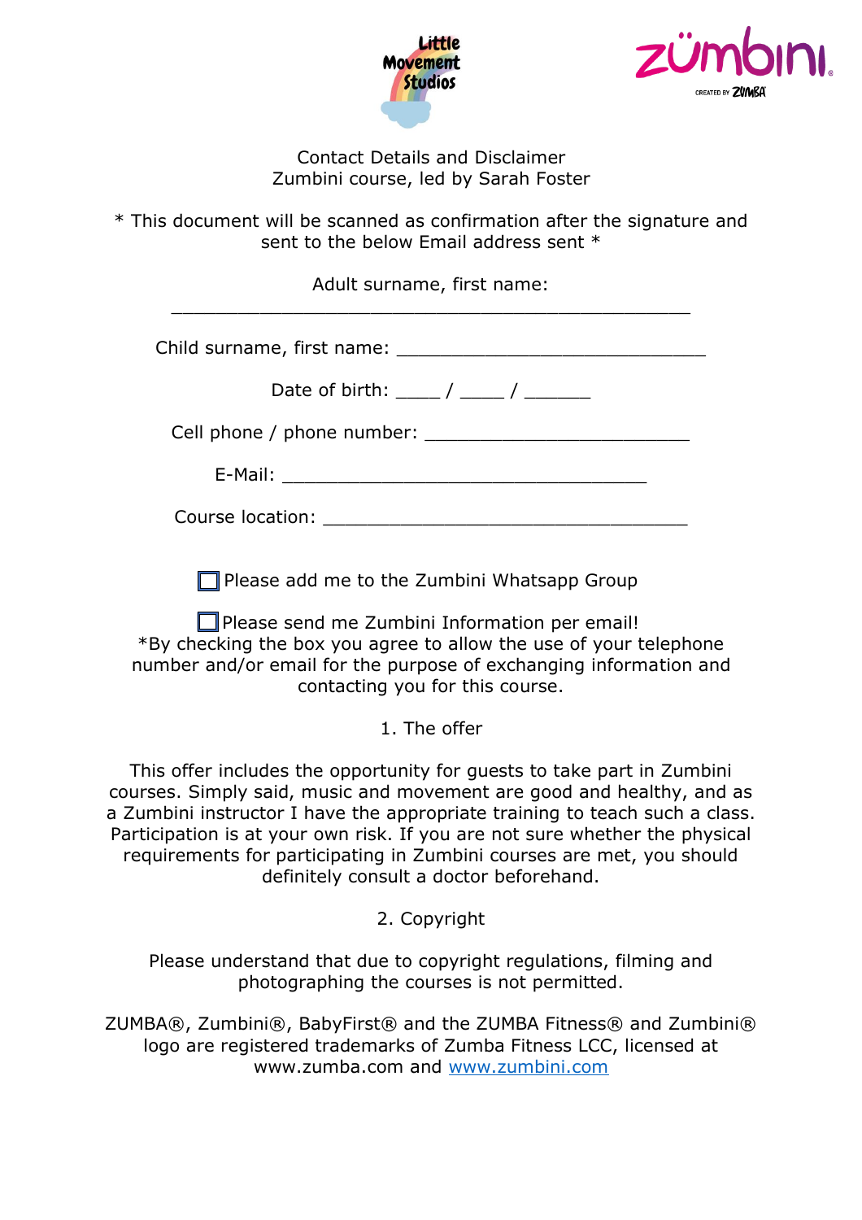Contact Details and Disclaimer
Zumbini course, led by Sarah Foster

* This document will be scanned as confirmation after the signature and sent to the below Email address sent *

Adult surname, first name: ______________________________________________

Child surname, first name: ___________________________

Date of birth: ____ / ____ / ______

Cell phone / phone number: _______________________

E-Mail: ________________________________

Course location: ________________________________

☐ Please add me to the Zumbini Whatsapp Group

☐ Please send me Zumbini Information per email!
*By checking the box you agree to allow the use of your telephone number and/or email for the purpose of exchanging information and contacting you for this course.

## 1. The offer

This offer includes the opportunity for guests to take part in Zumbini courses. Simply said, music and movement are good and healthy, and as a Zumbini instructor I have the appropriate training to teach such a class. Participation is at your own risk. If you are not sure whether the physical requirements for participating in Zumbini courses are met, you should definitely consult a doctor beforehand.

## 2. Copyright

Please understand that due to copyright regulations, filming and photographing the courses is not permitted.

ZUMBA®, Zumbini®, BabyFirst® and the ZUMBA Fitness® and Zumbini® logo are registered trademarks of Zumba Fitness LCC, licensed at www.zumba.com and [www.zumbini.com](http://www.zumbini.com)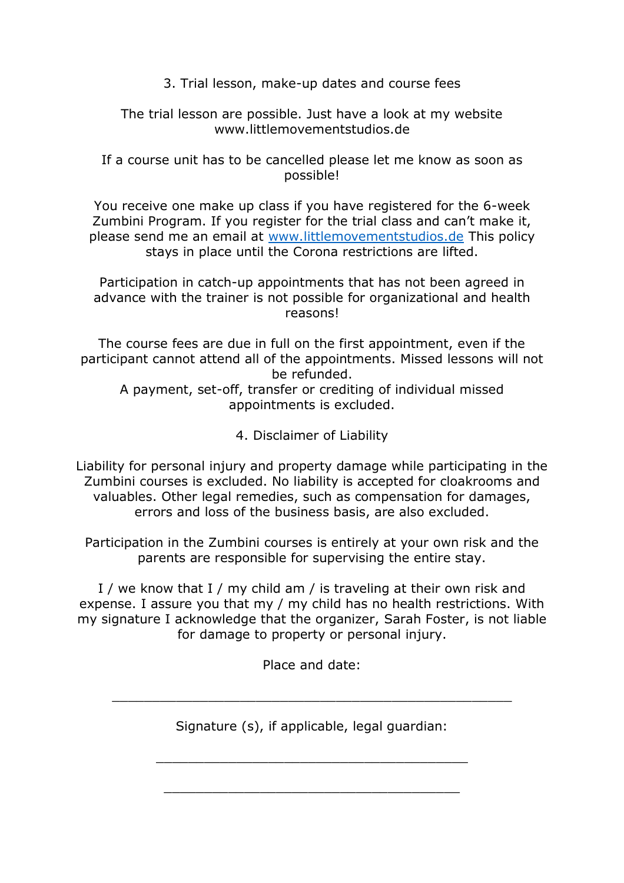## 3. Trial lesson, make-up dates and course fees

The trial lesson are possible. Just have a look at my website www.littlemovementstudios.de

If a course unit has to be cancelled please let me know as soon as possible!

You receive one make up class if you have registered for the 6-week Zumbini Program. If you register for the trial class and can't make it, please send me an email at [www.littlemovementstudios.de](www.littlemovementstudios.de) This policy stays in place until the Corona restrictions are lifted.

Participation in catch-up appointments that has not been agreed in advance with the trainer is not possible for organizational and health reasons!

The course fees are due in full on the first appointment, even if the participant cannot attend all of the appointments. Missed lessons will not be refunded.
A payment, set-off, transfer or crediting of individual missed appointments is excluded.

## 4. Disclaimer of Liability

Liability for personal injury and property damage while participating in the Zumbini courses is excluded. No liability is accepted for cloakrooms and valuables. Other legal remedies, such as compensation for damages, errors and loss of the business basis, are also excluded.

Participation in the Zumbini courses is entirely at your own risk and the parents are responsible for supervising the entire stay.

I / we know that I / my child am / is traveling at their own risk and expense. I assure you that my / my child has no health restrictions. With my signature I acknowledge that the organizer, Sarah Foster, is not liable for damage to property or personal injury.

Place and date:

\_\_\_\_\_\_\_\_\_\_\_\_\_\_\_\_\_\_\_\_\_\_\_\_\_\_\_\_\_\_\_\_\_\_\_\_\_\_\_\_\_\_\_\_\_\_\_\_

Signature (s), if applicable, legal guardian:

\_\_\_\_\_\_\_\_\_\_\_\_\_\_\_\_\_\_\_\_\_\_\_\_\_\_\_\_\_\_\_\_\_\_\_\_\_\_\_\_

\_\_\_\_\_\_\_\_\_\_\_\_\_\_\_\_\_\_\_\_\_\_\_\_\_\_\_\_\_\_\_\_\_\_\_\_\_\_\_\_